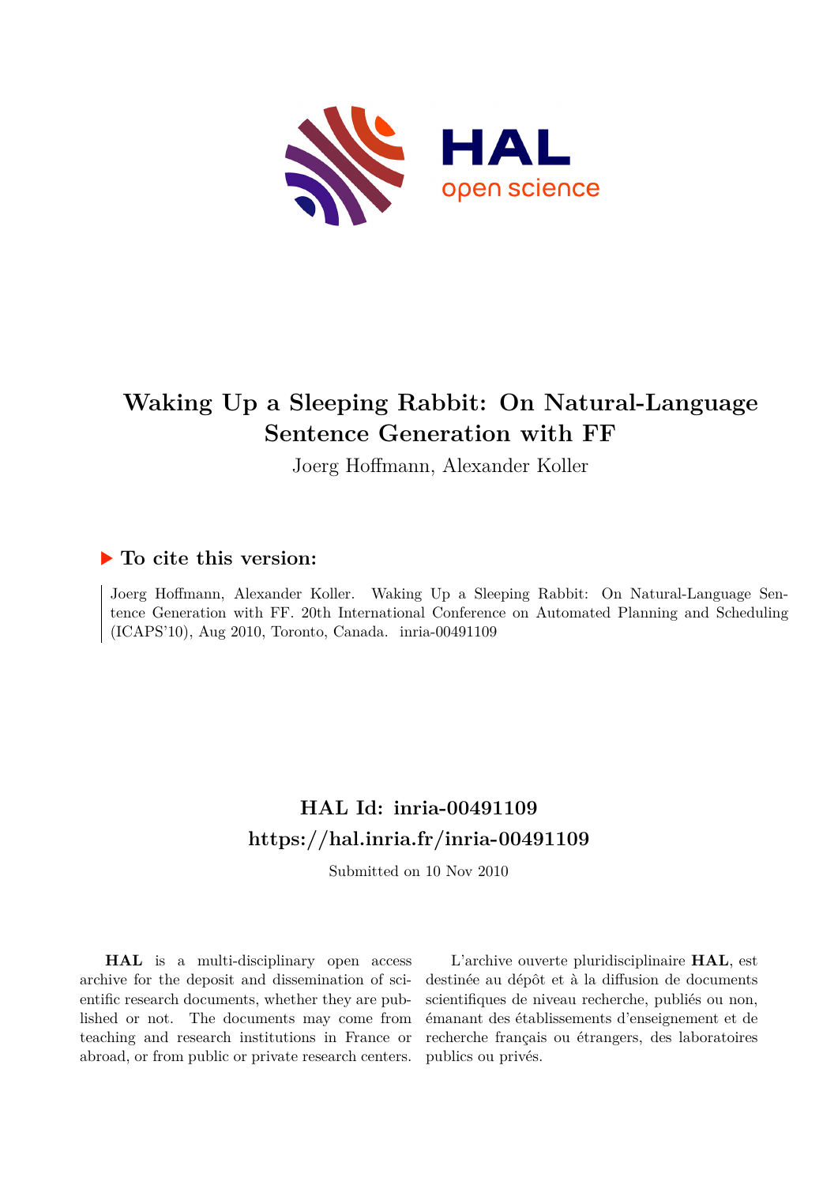# Waking Up a Sleeping Rabbit: On Natural-Language Sentence Generation with FF

Joerg Hoffmann, Alexander Koller

## ▶ To cite this version:

Joerg Hoffmann, Alexander Koller. Waking Up a Sleeping Rabbit: On Natural-Language Sentence Generation with FF. 20th International Conference on Automated Planning and Scheduling (ICAPS'10), Aug 2010, Toronto, Canada. inria-00491109

## HAL Id: inria-00491109
## https://hal.inria.fr/inria-00491109

Submitted on 10 Nov 2010

**HAL** is a multi-disciplinary open access archive for the deposit and dissemination of scientific research documents, whether they are published or not. The documents may come from teaching and research institutions in France or abroad, or from public or private research centers.

L'archive ouverte pluridisciplinaire **HAL**, est destinée au dépôt et à la diffusion de documents scientifiques de niveau recherche, publiés ou non, émanant des établissements d'enseignement et de recherche français ou étrangers, des laboratoires publics ou privés.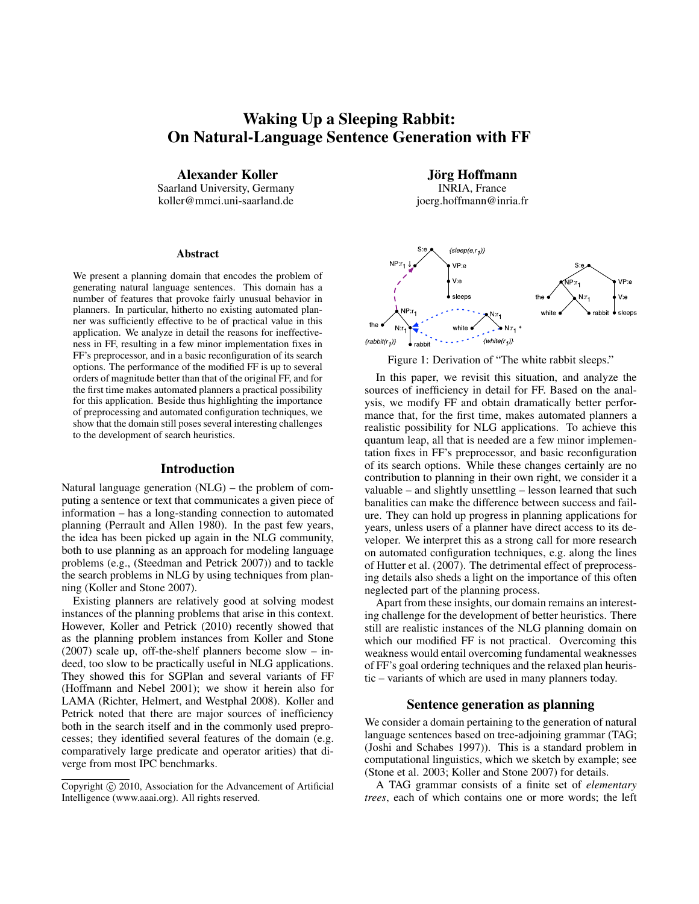# Waking Up a Sleeping Rabbit: On Natural-Language Sentence Generation with FF

**Alexander Koller**
Saarland University, Germany
koller@mmci.uni-saarland.de

**Jörg Hoffmann**
INRIA, France
joerg.hoffmann@inria.fr

### Abstract

We present a planning domain that encodes the problem of generating natural language sentences. This domain has a number of features that provoke fairly unusual behavior in planners. In particular, hitherto no existing automated planner was sufficiently effective to be of practical value in this application. We analyze in detail the reasons for ineffectiveness in FF, resulting in a few minor implementation fixes in FF's preprocessor, and in a basic reconfiguration of its search options. The performance of the modified FF is up to several orders of magnitude better than that of the original FF, and for the first time makes automated planners a practical possibility for this application. Beside thus highlighting the importance of preprocessing and automated configuration techniques, we show that the domain still poses several interesting challenges to the development of search heuristics.

## Introduction

Natural language generation (NLG) – the problem of computing a sentence or text that communicates a given piece of information – has a long-standing connection to automated planning (Perrault and Allen 1980). In the past few years, the idea has been picked up again in the NLG community, both to use planning as an approach for modeling language problems (e.g., (Steedman and Petrick 2007)) and to tackle the search problems in NLG by using techniques from planning (Koller and Stone 2007).

Existing planners are relatively good at solving modest instances of the planning problems that arise in this context. However, Koller and Petrick (2010) recently showed that as the planning problem instances from Koller and Stone (2007) scale up, off-the-shelf planners become slow – indeed, too slow to be practically useful in NLG applications. They showed this for SGPlan and several variants of FF (Hoffmann and Nebel 2001); we show it herein also for LAMA (Richter, Helmert, and Westphal 2008). Koller and Petrick noted that there are major sources of inefficiency both in the search itself and in the commonly used preprocesses; they identified several features of the domain (e.g. comparatively large predicate and operator arities) that diverge from most IPC benchmarks.

Copyright © 2010, Association for the Advancement of Artificial Intelligence (www.aaai.org). All rights reserved.

Figure 1: Derivation of "The white rabbit sleeps."

In this paper, we revisit this situation, and analyze the sources of inefficiency in detail for FF. Based on the analysis, we modify FF and obtain dramatically better performance that, for the first time, makes automated planners a realistic possibility for NLG applications. To achieve this quantum leap, all that is needed are a few minor implementation fixes in FF's preprocessor, and basic reconfiguration of its search options. While these changes certainly are no contribution to planning in their own right, we consider it a valuable – and slightly unsettling – lesson learned that such banalities can make the difference between success and failure. They can hold up progress in planning applications for years, unless users of a planner have direct access to its developer. We interpret this as a strong call for more research on automated configuration techniques, e.g. along the lines of Hutter et al. (2007). The detrimental effect of preprocessing details also sheds a light on the importance of this often neglected part of the planning process.

Apart from these insights, our domain remains an interesting challenge for the development of better heuristics. There still are realistic instances of the NLG planning domain on which our modified FF is not practical. Overcoming this weakness would entail overcoming fundamental weaknesses of FF's goal ordering techniques and the relaxed plan heuristic – variants of which are used in many planners today.

## Sentence generation as planning

We consider a domain pertaining to the generation of natural language sentences based on tree-adjoining grammar (TAG; (Joshi and Schabes 1997)). This is a standard problem in computational linguistics, which we sketch by example; see (Stone et al. 2003; Koller and Stone 2007) for details.

A TAG grammar consists of a finite set of *elementary trees*, each of which contains one or more words; the left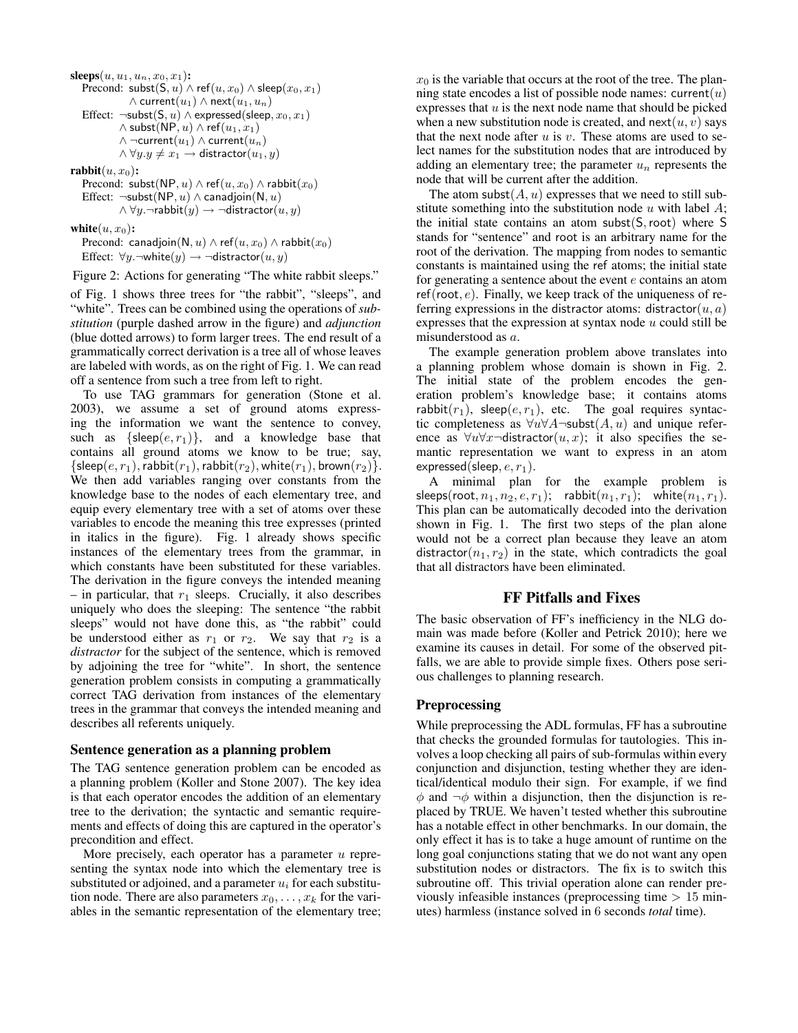**sleeps**$(u, u_1, u_n, x_0, x_1)$:
Precond: $\mathsf{subst}(\mathsf{S}, u) \wedge \mathsf{ref}(u, x_0) \wedge \mathsf{sleep}(x_0, x_1)$
$\wedge\, \mathsf{current}(u_1) \wedge \mathsf{next}(u_1, u_n)$
Effect: $\neg\mathsf{subst}(\mathsf{S}, u) \wedge \mathsf{expressed}(\mathsf{sleep}, x_0, x_1)$
$\wedge\, \mathsf{subst}(\mathsf{NP}, u) \wedge \mathsf{ref}(u_1, x_1)$
$\wedge\, \neg\mathsf{current}(u_1) \wedge \mathsf{current}(u_n)$
$\wedge\, \forall y. y \neq x_1 \rightarrow \mathsf{distractor}(u_1, y)$

**rabbit**$(u, x_0)$:
Precond: $\mathsf{subst}(\mathsf{NP}, u) \wedge \mathsf{ref}(u, x_0) \wedge \mathsf{rabbit}(x_0)$
Effect: $\neg\mathsf{subst}(\mathsf{NP}, u) \wedge \mathsf{canadjoin}(\mathsf{N}, u)$
$\wedge\, \forall y. \neg\mathsf{rabbit}(y) \rightarrow \neg\mathsf{distractor}(u, y)$

**white**$(u, x_0)$:
Precond: $\mathsf{canadjoin}(\mathsf{N}, u) \wedge \mathsf{ref}(u, x_0) \wedge \mathsf{rabbit}(x_0)$
Effect: $\forall y. \neg\mathsf{white}(y) \rightarrow \neg\mathsf{distractor}(u, y)$

Figure 2: Actions for generating "The white rabbit sleeps."

of Fig. 1 shows three trees for "the rabbit", "sleeps", and "white". Trees can be combined using the operations of *substitution* (purple dashed arrow in the figure) and *adjunction* (blue dotted arrows) to form larger trees. The end result of a grammatically correct derivation is a tree all of whose leaves are labeled with words, as on the right of Fig. 1. We can read off a sentence from such a tree from left to right.

To use TAG grammars for generation (Stone et al. 2003), we assume a set of ground atoms expressing the information we want the sentence to convey, such as $\{\mathsf{sleep}(e, r_1)\}$, and a knowledge base that contains all ground atoms we know to be true; say, $\{\mathsf{sleep}(e, r_1), \mathsf{rabbit}(r_1), \mathsf{rabbit}(r_2), \mathsf{white}(r_1), \mathsf{brown}(r_2)\}$. We then add variables ranging over constants from the knowledge base to the nodes of each elementary tree, and equip every elementary tree with a set of atoms over these variables to encode the meaning this tree expresses (printed in italics in the figure). Fig. 1 already shows specific instances of the elementary trees from the grammar, in which constants have been substituted for these variables. The derivation in the figure conveys the intended meaning – in particular, that $r_1$ sleeps. Crucially, it also describes uniquely who does the sleeping: The sentence "the rabbit sleeps" would not have done this, as "the rabbit" could be understood either as $r_1$ or $r_2$. We say that $r_2$ is a *distractor* for the subject of the sentence, which is removed by adjoining the tree for "white". In short, the sentence generation problem consists in computing a grammatically correct TAG derivation from instances of the elementary trees in the grammar that conveys the intended meaning and describes all referents uniquely.

### Sentence generation as a planning problem

The TAG sentence generation problem can be encoded as a planning problem (Koller and Stone 2007). The key idea is that each operator encodes the addition of an elementary tree to the derivation; the syntactic and semantic requirements and effects of doing this are captured in the operator's precondition and effect.

More precisely, each operator has a parameter $u$ representing the syntax node into which the elementary tree is substituted or adjoined, and a parameter $u_i$ for each substitution node. There are also parameters $x_0, \ldots, x_k$ for the variables in the semantic representation of the elementary tree; $x_0$ is the variable that occurs at the root of the tree. The planning state encodes a list of possible node names: $\mathsf{current}(u)$ expresses that $u$ is the next node name that should be picked when a new substitution node is created, and $\mathsf{next}(u, v)$ says that the next node after $u$ is $v$. These atoms are used to select names for the substitution nodes that are introduced by adding an elementary tree; the parameter $u_n$ represents the node that will be current after the addition.

The atom $\mathsf{subst}(A, u)$ expresses that we need to still substitute something into the substitution node $u$ with label $A$; the initial state contains an atom $\mathsf{subst}(\mathsf{S}, \mathsf{root})$ where S stands for "sentence" and root is an arbitrary name for the root of the derivation. The mapping from nodes to semantic constants is maintained using the ref atoms; the initial state for generating a sentence about the event $e$ contains an atom $\mathsf{ref}(\mathsf{root}, e)$. Finally, we keep track of the uniqueness of referring expressions in the distractor atoms: $\mathsf{distractor}(u, a)$ expresses that the expression at syntax node $u$ could still be misunderstood as $a$.

The example generation problem above translates into a planning problem whose domain is shown in Fig. 2. The initial state of the problem encodes the generation problem's knowledge base; it contains atoms $\mathsf{rabbit}(r_1)$, $\mathsf{sleep}(e, r_1)$, etc. The goal requires syntactic completeness as $\forall u \forall A \neg\mathsf{subst}(A, u)$ and unique reference as $\forall u \forall x \neg\mathsf{distractor}(u, x)$; it also specifies the semantic representation we want to express in an atom $\mathsf{expressed}(\mathsf{sleep}, e, r_1)$.

A minimal plan for the example problem is $\mathsf{sleeps}(\mathsf{root}, n_1, n_2, e, r_1)$; $\mathsf{rabbit}(n_1, r_1)$; $\mathsf{white}(n_1, r_1)$. This plan can be automatically decoded into the derivation shown in Fig. 1. The first two steps of the plan alone would not be a correct plan because they leave an atom $\mathsf{distractor}(n_1, r_2)$ in the state, which contradicts the goal that all distractors have been eliminated.

## FF Pitfalls and Fixes

The basic observation of FF's inefficiency in the NLG domain was made before (Koller and Petrick 2010); here we examine its causes in detail. For some of the observed pitfalls, we are able to provide simple fixes. Others pose serious challenges to planning research.

### Preprocessing

While preprocessing the ADL formulas, FF has a subroutine that checks the grounded formulas for tautologies. This involves a loop checking all pairs of sub-formulas within every conjunction and disjunction, testing whether they are identical/identical modulo their sign. For example, if we find $\phi$ and $\neg\phi$ within a disjunction, then the disjunction is replaced by TRUE. We haven't tested whether this subroutine has a notable effect in other benchmarks. In our domain, the only effect it has is to take a huge amount of runtime on the long goal conjunctions stating that we do not want any open substitution nodes or distractors. The fix is to switch this subroutine off. This trivial operation alone can render previously infeasible instances (preprocessing time $> 15$ minutes) harmless (instance solved in 6 seconds *total* time).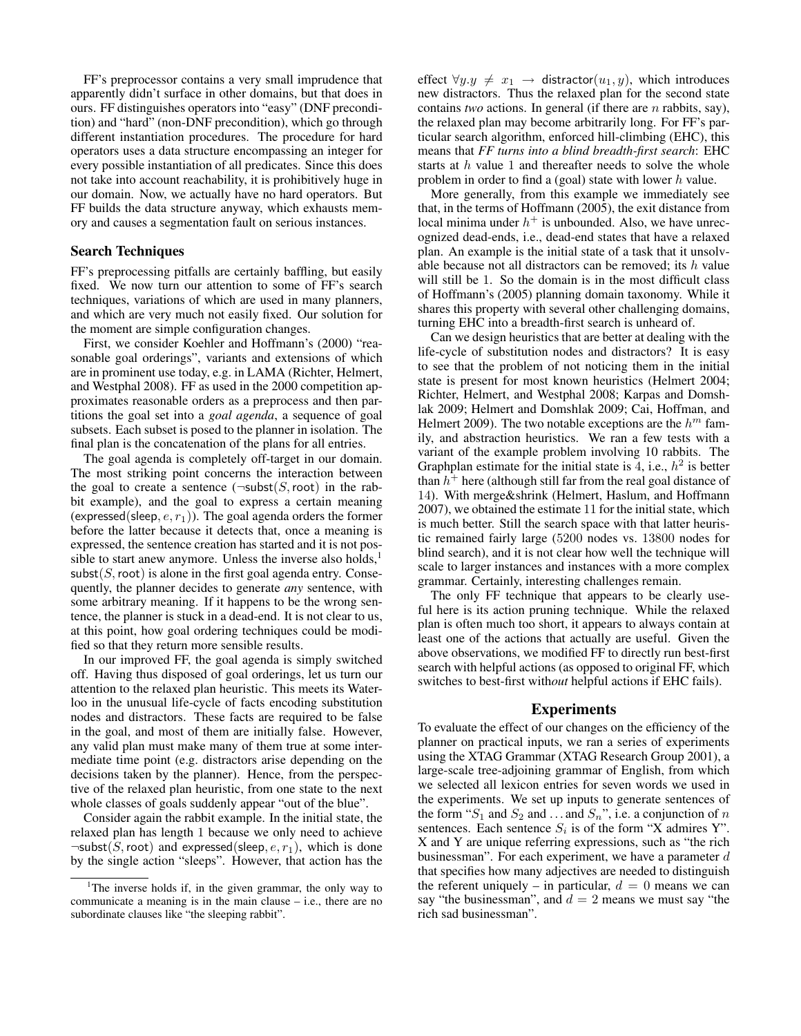FF's preprocessor contains a very small imprudence that apparently didn't surface in other domains, but that does in ours. FF distinguishes operators into "easy" (DNF precondition) and "hard" (non-DNF precondition), which go through different instantiation procedures. The procedure for hard operators uses a data structure encompassing an integer for every possible instantiation of all predicates. Since this does not take into account reachability, it is prohibitively huge in our domain. Now, we actually have no hard operators. But FF builds the data structure anyway, which exhausts memory and causes a segmentation fault on serious instances.

## Search Techniques

FF's preprocessing pitfalls are certainly baffling, but easily fixed. We now turn our attention to some of FF's search techniques, variations of which are used in many planners, and which are very much not easily fixed. Our solution for the moment are simple configuration changes.

First, we consider Koehler and Hoffmann's (2000) "reasonable goal orderings", variants and extensions of which are in prominent use today, e.g. in LAMA (Richter, Helmert, and Westphal 2008). FF as used in the 2000 competition approximates reasonable orders as a preprocess and then partitions the goal set into a *goal agenda*, a sequence of goal subsets. Each subset is posed to the planner in isolation. The final plan is the concatenation of the plans for all entries.

The goal agenda is completely off-target in our domain. The most striking point concerns the interaction between the goal to create a sentence ($\neg\mathsf{subst}(S, \mathsf{root})$ in the rabbit example), and the goal to express a certain meaning ($\mathsf{expressed}(\mathsf{sleep}, e, r_1)$). The goal agenda orders the former before the latter because it detects that, once a meaning is expressed, the sentence creation has started and it is not possible to start anew anymore. Unless the inverse also holds,[1] $\mathsf{subst}(S, \mathsf{root})$ is alone in the first goal agenda entry. Consequently, the planner decides to generate *any* sentence, with some arbitrary meaning. If it happens to be the wrong sentence, the planner is stuck in a dead-end. It is not clear to us, at this point, how goal ordering techniques could be modified so that they return more sensible results.

In our improved FF, the goal agenda is simply switched off. Having thus disposed of goal orderings, let us turn our attention to the relaxed plan heuristic. This meets its Waterloo in the unusual life-cycle of facts encoding substitution nodes and distractors. These facts are required to be false in the goal, and most of them are initially false. However, any valid plan must make many of them true at some intermediate time point (e.g. distractors arise depending on the decisions taken by the planner). Hence, from the perspective of the relaxed plan heuristic, from one state to the next whole classes of goals suddenly appear "out of the blue".

Consider again the rabbit example. In the initial state, the relaxed plan has length 1 because we only need to achieve $\neg\mathsf{subst}(S, \mathsf{root})$ and $\mathsf{expressed}(\mathsf{sleep}, e, r_1)$, which is done by the single action "sleeps". However, that action has the effect $\forall y. y \neq x_1 \rightarrow \mathsf{distractor}(u_1, y)$, which introduces new distractors. Thus the relaxed plan for the second state contains *two* actions. In general (if there are $n$ rabbits, say), the relaxed plan may become arbitrarily long. For FF's particular search algorithm, enforced hill-climbing (EHC), this means that *FF turns into a blind breadth-first search*: EHC starts at $h$ value 1 and thereafter needs to solve the whole problem in order to find a (goal) state with lower $h$ value.

More generally, from this example we immediately see that, in the terms of Hoffmann (2005), the exit distance from local minima under $h^+$ is unbounded. Also, we have unrecognized dead-ends, i.e., dead-end states that have a relaxed plan. An example is the initial state of a task that it unsolvable because not all distractors can be removed; its $h$ value will still be 1. So the domain is in the most difficult class of Hoffmann's (2005) planning domain taxonomy. While it shares this property with several other challenging domains, turning EHC into a breadth-first search is unheard of.

Can we design heuristics that are better at dealing with the life-cycle of substitution nodes and distractors? It is easy to see that the problem of not noticing them in the initial state is present for most known heuristics (Helmert 2004; Richter, Helmert, and Westphal 2008; Karpas and Domshlak 2009; Helmert and Domshlak 2009; Cai, Hoffman, and Helmert 2009). The two notable exceptions are the $h^m$ family, and abstraction heuristics. We ran a few tests with a variant of the example problem involving 10 rabbits. The Graphplan estimate for the initial state is 4, i.e., $h^2$ is better than $h^+$ here (although still far from the real goal distance of 14). With merge&shrink (Helmert, Haslum, and Hoffmann 2007), we obtained the estimate 11 for the initial state, which is much better. Still the search space with that latter heuristic remained fairly large (5200 nodes vs. 13800 nodes for blind search), and it is not clear how well the technique will scale to larger instances and instances with a more complex grammar. Certainly, interesting challenges remain.

The only FF technique that appears to be clearly useful here is its action pruning technique. While the relaxed plan is often much too short, it appears to always contain at least one of the actions that actually are useful. Given the above observations, we modified FF to directly run best-first search with helpful actions (as opposed to original FF, which switches to best-first with*out* helpful actions if EHC fails).

## Experiments

To evaluate the effect of our changes on the efficiency of the planner on practical inputs, we ran a series of experiments using the XTAG Grammar (XTAG Research Group 2001), a large-scale tree-adjoining grammar of English, from which we selected all lexicon entries for seven words we used in the experiments. We set up inputs to generate sentences of the form "$S_1$ and $S_2$ and … and $S_n$", i.e. a conjunction of $n$ sentences. Each sentence $S_i$ is of the form "X admires Y". X and Y are unique referring expressions, such as "the rich businessman". For each experiment, we have a parameter $d$ that specifies how many adjectives are needed to distinguish the referent uniquely – in particular, $d = 0$ means we can say "the businessman", and $d = 2$ means we must say "the rich sad businessman".

[1] The inverse holds if, in the given grammar, the only way to communicate a meaning is in the main clause – i.e., there are no subordinate clauses like "the sleeping rabbit".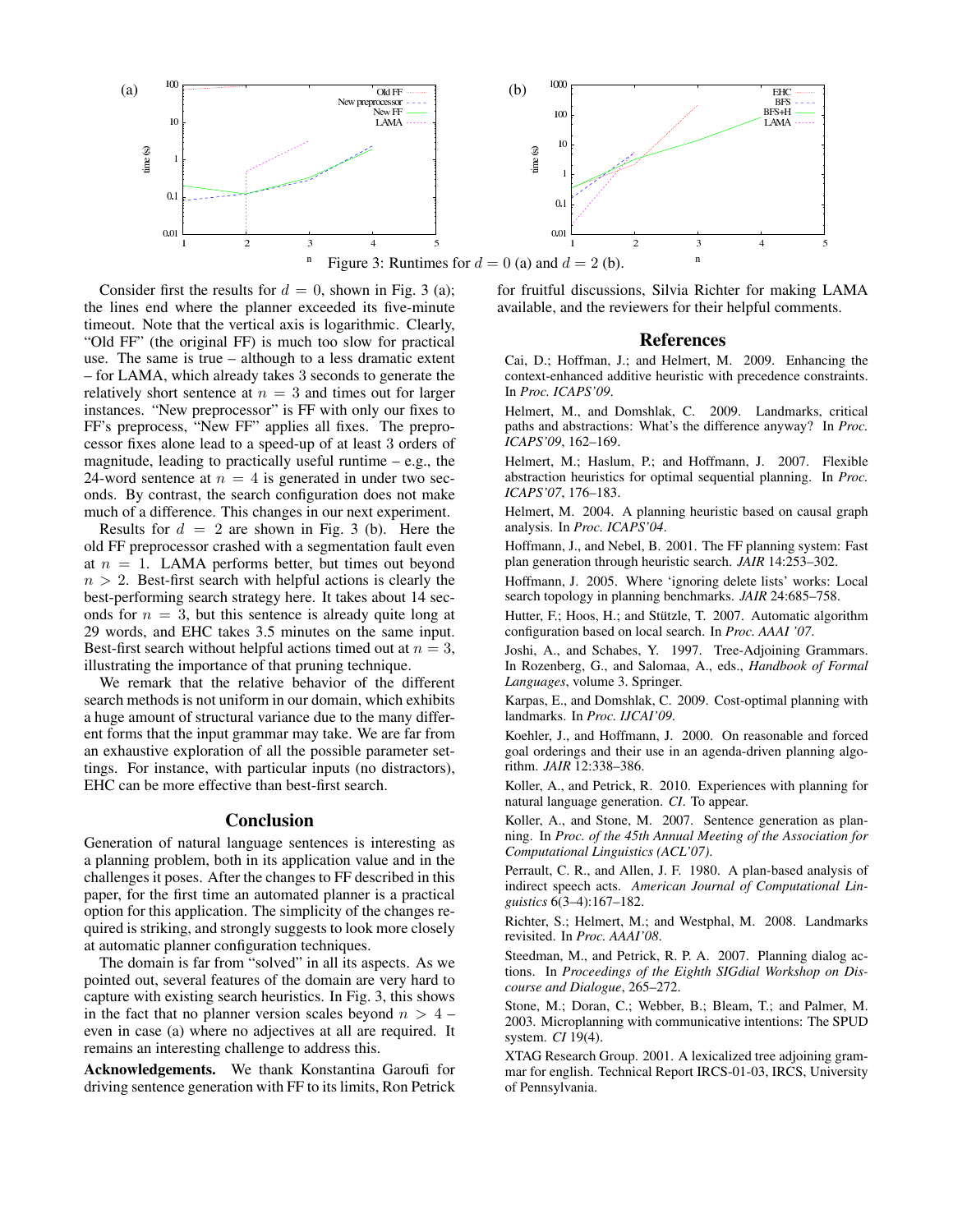(a)

100

10

1

0.1

0.01

time (s)

1 2 3 4 5

n

Old FF
New preprocessor
New FF
LAMA

(b)

1000

100

10

1

0.1

0.01

time (s)

1 2 3 4 5

n

EHC
BFS
BFS+H
LAMA

Figure 3: Runtimes for $d = 0$ (a) and $d = 2$ (b).

Consider first the results for $d = 0$, shown in Fig. 3 (a); the lines end where the planner exceeded its five-minute timeout. Note that the vertical axis is logarithmic. Clearly, "Old FF" (the original FF) is much too slow for practical use. The same is true – although to a less dramatic extent – for LAMA, which already takes 3 seconds to generate the relatively short sentence at $n = 3$ and times out for larger instances. "New preprocessor" is FF with only our fixes to FF's preprocess, "New FF" applies all fixes. The preprocessor fixes alone lead to a speed-up of at least 3 orders of magnitude, leading to practically useful runtime – e.g., the 24-word sentence at $n = 4$ is generated in under two seconds. By contrast, the search configuration does not make much of a difference. This changes in our next experiment.

Results for $d = 2$ are shown in Fig. 3 (b). Here the old FF preprocessor crashed with a segmentation fault even at $n = 1$. LAMA performs better, but times out beyond $n > 2$. Best-first search with helpful actions is clearly the best-performing search strategy here. It takes about 14 seconds for $n = 3$, but this sentence is already quite long at 29 words, and EHC takes 3.5 minutes on the same input. Best-first search without helpful actions timed out at $n = 3$, illustrating the importance of that pruning technique.

We remark that the relative behavior of the different search methods is not uniform in our domain, which exhibits a huge amount of structural variance due to the many different forms that the input grammar may take. We are far from an exhaustive exploration of all the possible parameter settings. For instance, with particular inputs (no distractors), EHC can be more effective than best-first search.

## Conclusion

Generation of natural language sentences is interesting as a planning problem, both in its application value and in the challenges it poses. After the changes to FF described in this paper, for the first time an automated planner is a practical option for this application. The simplicity of the changes required is striking, and strongly suggests to look more closely at automatic planner configuration techniques.

The domain is far from "solved" in all its aspects. As we pointed out, several features of the domain are very hard to capture with existing search heuristics. In Fig. 3, this shows in the fact that no planner version scales beyond $n > 4$ – even in case (a) where no adjectives at all are required. It remains an interesting challenge to address this.

**Acknowledgements.** We thank Konstantina Garoufi for driving sentence generation with FF to its limits, Ron Petrick for fruitful discussions, Silvia Richter for making LAMA available, and the reviewers for their helpful comments.

## References

Cai, D.; Hoffman, J.; and Helmert, M. 2009. Enhancing the context-enhanced additive heuristic with precedence constraints. In *Proc. ICAPS'09*.

Helmert, M., and Domshlak, C. 2009. Landmarks, critical paths and abstractions: What's the difference anyway? In *Proc. ICAPS'09*, 162–169.

Helmert, M.; Haslum, P.; and Hoffmann, J. 2007. Flexible abstraction heuristics for optimal sequential planning. In *Proc. ICAPS'07*, 176–183.

Helmert, M. 2004. A planning heuristic based on causal graph analysis. In *Proc. ICAPS'04*.

Hoffmann, J., and Nebel, B. 2001. The FF planning system: Fast plan generation through heuristic search. *JAIR* 14:253–302.

Hoffmann, J. 2005. Where 'ignoring delete lists' works: Local search topology in planning benchmarks. *JAIR* 24:685–758.

Hutter, F.; Hoos, H.; and Stützle, T. 2007. Automatic algorithm configuration based on local search. In *Proc. AAAI '07*.

Joshi, A., and Schabes, Y. 1997. Tree-Adjoining Grammars. In Rozenberg, G., and Salomaa, A., eds., *Handbook of Formal Languages*, volume 3. Springer.

Karpas, E., and Domshlak, C. 2009. Cost-optimal planning with landmarks. In *Proc. IJCAI'09*.

Koehler, J., and Hoffmann, J. 2000. On reasonable and forced goal orderings and their use in an agenda-driven planning algorithm. *JAIR* 12:338–386.

Koller, A., and Petrick, R. 2010. Experiences with planning for natural language generation. *CI*. To appear.

Koller, A., and Stone, M. 2007. Sentence generation as planning. In *Proc. of the 45th Annual Meeting of the Association for Computational Linguistics (ACL'07)*.

Perrault, C. R., and Allen, J. F. 1980. A plan-based analysis of indirect speech acts. *American Journal of Computational Linguistics* 6(3–4):167–182.

Richter, S.; Helmert, M.; and Westphal, M. 2008. Landmarks revisited. In *Proc. AAAI'08*.

Steedman, M., and Petrick, R. P. A. 2007. Planning dialog actions. In *Proceedings of the Eighth SIGdial Workshop on Discourse and Dialogue*, 265–272.

Stone, M.; Doran, C.; Webber, B.; Bleam, T.; and Palmer, M. 2003. Microplanning with communicative intentions: The SPUD system. *CI* 19(4).

XTAG Research Group. 2001. A lexicalized tree adjoining grammar for english. Technical Report IRCS-01-03, IRCS, University of Pennsylvania.